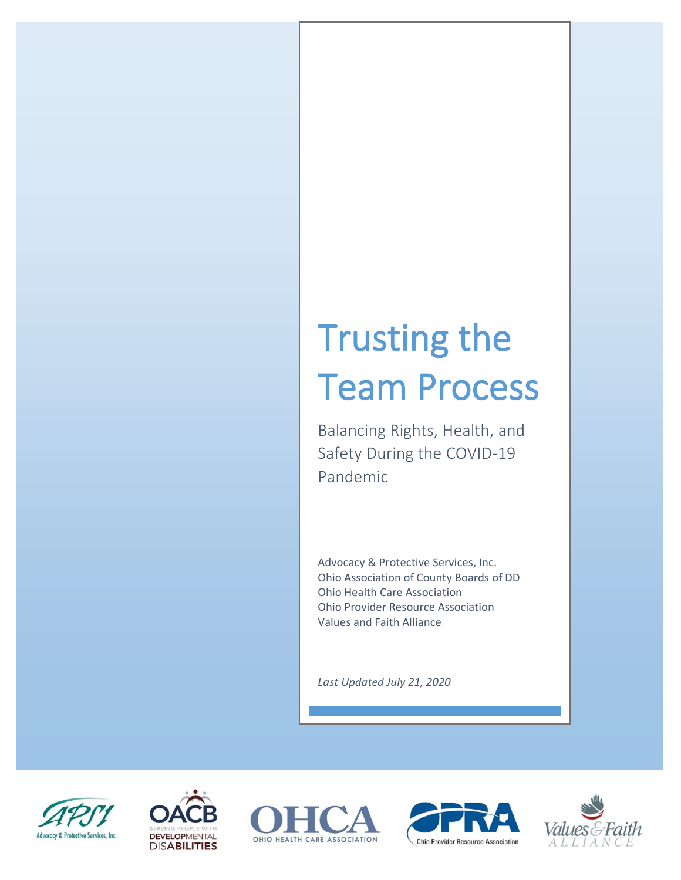# Trusting the Team Process

Balancing Rights, Health, and Safety During the COVID-19 Pandemic

Advocacy & Protective Services, Inc.
Ohio Association of County Boards of DD
Ohio Health Care Association
Ohio Provider Resource Association
Values and Faith Alliance

*Last Updated July 21, 2020*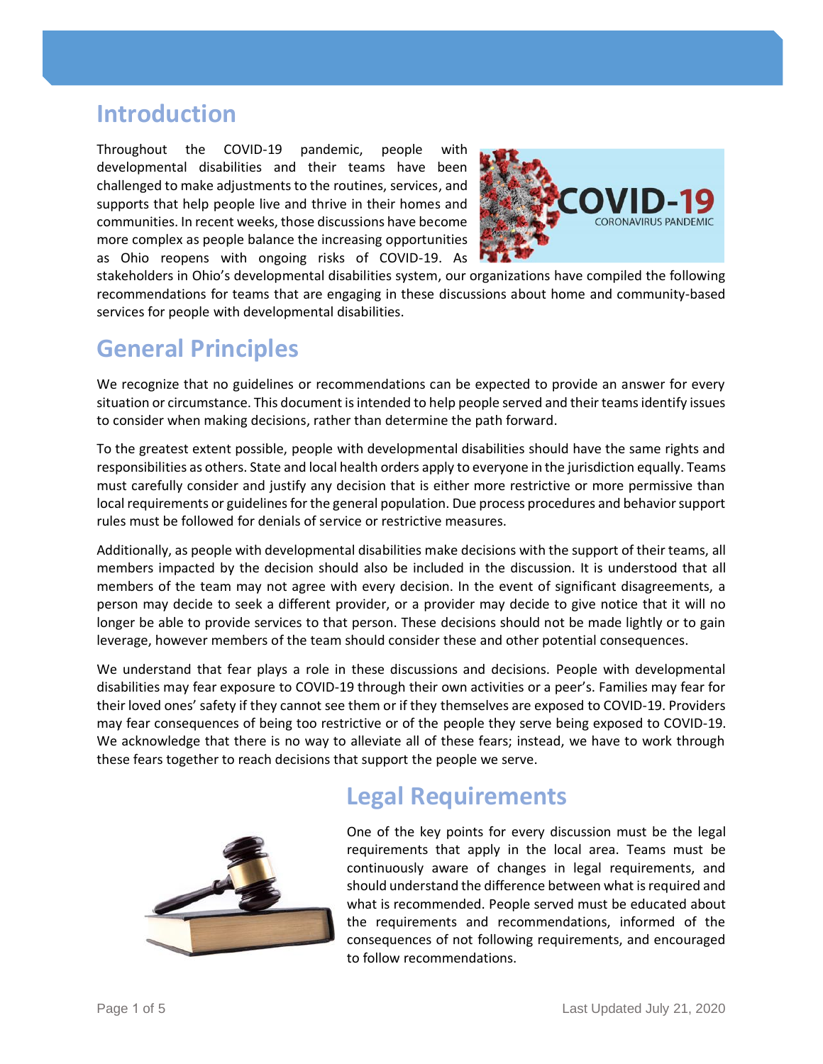## Introduction

Throughout the COVID-19 pandemic, people with developmental disabilities and their teams have been challenged to make adjustments to the routines, services, and supports that help people live and thrive in their homes and communities. In recent weeks, those discussions have become more complex as people balance the increasing opportunities as Ohio reopens with ongoing risks of COVID-19. As stakeholders in Ohio's developmental disabilities system, our organizations have compiled the following recommendations for teams that are engaging in these discussions about home and community-based services for people with developmental disabilities.

## General Principles

We recognize that no guidelines or recommendations can be expected to provide an answer for every situation or circumstance. This document is intended to help people served and their teams identify issues to consider when making decisions, rather than determine the path forward.

To the greatest extent possible, people with developmental disabilities should have the same rights and responsibilities as others. State and local health orders apply to everyone in the jurisdiction equally. Teams must carefully consider and justify any decision that is either more restrictive or more permissive than local requirements or guidelines for the general population. Due process procedures and behavior support rules must be followed for denials of service or restrictive measures.

Additionally, as people with developmental disabilities make decisions with the support of their teams, all members impacted by the decision should also be included in the discussion. It is understood that all members of the team may not agree with every decision. In the event of significant disagreements, a person may decide to seek a different provider, or a provider may decide to give notice that it will no longer be able to provide services to that person. These decisions should not be made lightly or to gain leverage, however members of the team should consider these and other potential consequences.

We understand that fear plays a role in these discussions and decisions. People with developmental disabilities may fear exposure to COVID-19 through their own activities or a peer's. Families may fear for their loved ones' safety if they cannot see them or if they themselves are exposed to COVID-19. Providers may fear consequences of being too restrictive or of the people they serve being exposed to COVID-19. We acknowledge that there is no way to alleviate all of these fears; instead, we have to work through these fears together to reach decisions that support the people we serve.

## Legal Requirements

One of the key points for every discussion must be the legal requirements that apply in the local area. Teams must be continuously aware of changes in legal requirements, and should understand the difference between what is required and what is recommended. People served must be educated about the requirements and recommendations, informed of the consequences of not following requirements, and encouraged to follow recommendations.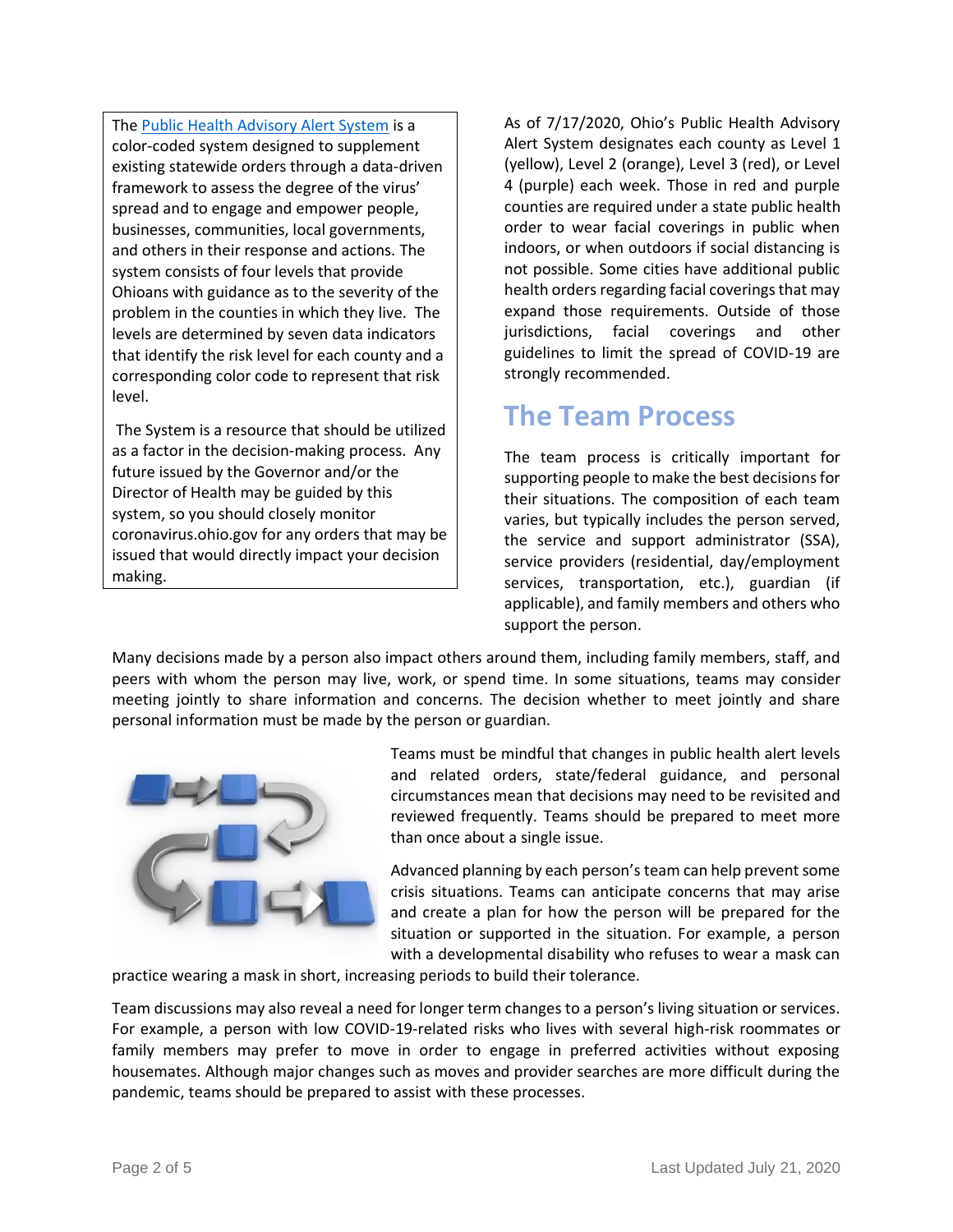The [Public Health Advisory Alert System](#) is a color-coded system designed to supplement existing statewide orders through a data-driven framework to assess the degree of the virus' spread and to engage and empower people, businesses, communities, local governments, and others in their response and actions. The system consists of four levels that provide Ohioans with guidance as to the severity of the problem in the counties in which they live. The levels are determined by seven data indicators that identify the risk level for each county and a corresponding color code to represent that risk level.

The System is a resource that should be utilized as a factor in the decision-making process. Any future issued by the Governor and/or the Director of Health may be guided by this system, so you should closely monitor coronavirus.ohio.gov for any orders that may be issued that would directly impact your decision making.

As of 7/17/2020, Ohio's Public Health Advisory Alert System designates each county as Level 1 (yellow), Level 2 (orange), Level 3 (red), or Level 4 (purple) each week. Those in red and purple counties are required under a state public health order to wear facial coverings in public when indoors, or when outdoors if social distancing is not possible. Some cities have additional public health orders regarding facial coverings that may expand those requirements. Outside of those jurisdictions, facial coverings and other guidelines to limit the spread of COVID-19 are strongly recommended.

## The Team Process

The team process is critically important for supporting people to make the best decisions for their situations. The composition of each team varies, but typically includes the person served, the service and support administrator (SSA), service providers (residential, day/employment services, transportation, etc.), guardian (if applicable), and family members and others who support the person.

Many decisions made by a person also impact others around them, including family members, staff, and peers with whom the person may live, work, or spend time. In some situations, teams may consider meeting jointly to share information and concerns. The decision whether to meet jointly and share personal information must be made by the person or guardian.

Teams must be mindful that changes in public health alert levels and related orders, state/federal guidance, and personal circumstances mean that decisions may need to be revisited and reviewed frequently. Teams should be prepared to meet more than once about a single issue.

Advanced planning by each person's team can help prevent some crisis situations. Teams can anticipate concerns that may arise and create a plan for how the person will be prepared for the situation or supported in the situation. For example, a person with a developmental disability who refuses to wear a mask can practice wearing a mask in short, increasing periods to build their tolerance.

Team discussions may also reveal a need for longer term changes to a person's living situation or services. For example, a person with low COVID-19-related risks who lives with several high-risk roommates or family members may prefer to move in order to engage in preferred activities without exposing housemates. Although major changes such as moves and provider searches are more difficult during the pandemic, teams should be prepared to assist with these processes.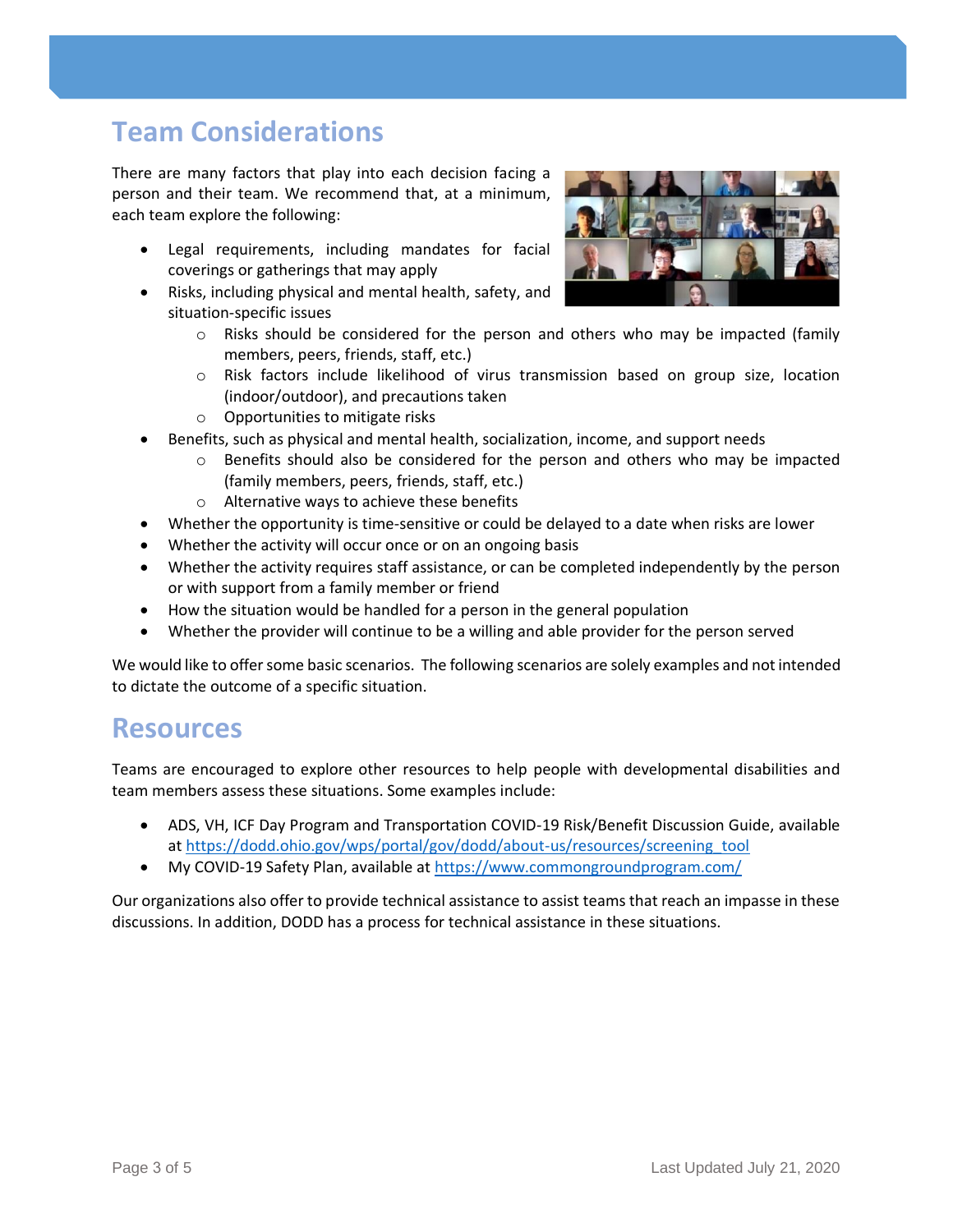## Team Considerations

There are many factors that play into each decision facing a person and their team. We recommend that, at a minimum, each team explore the following:

- Legal requirements, including mandates for facial coverings or gatherings that may apply
- Risks, including physical and mental health, safety, and situation-specific issues
  - Risks should be considered for the person and others who may be impacted (family members, peers, friends, staff, etc.)
  - Risk factors include likelihood of virus transmission based on group size, location (indoor/outdoor), and precautions taken
  - Opportunities to mitigate risks
- Benefits, such as physical and mental health, socialization, income, and support needs
  - Benefits should also be considered for the person and others who may be impacted (family members, peers, friends, staff, etc.)
  - Alternative ways to achieve these benefits
- Whether the opportunity is time-sensitive or could be delayed to a date when risks are lower
- Whether the activity will occur once or on an ongoing basis
- Whether the activity requires staff assistance, or can be completed independently by the person or with support from a family member or friend
- How the situation would be handled for a person in the general population
- Whether the provider will continue to be a willing and able provider for the person served

We would like to offer some basic scenarios. The following scenarios are solely examples and not intended to dictate the outcome of a specific situation.

## Resources

Teams are encouraged to explore other resources to help people with developmental disabilities and team members assess these situations. Some examples include:

- ADS, VH, ICF Day Program and Transportation COVID-19 Risk/Benefit Discussion Guide, available at https://dodd.ohio.gov/wps/portal/gov/dodd/about-us/resources/screening_tool
- My COVID-19 Safety Plan, available at https://www.commongroundprogram.com/

Our organizations also offer to provide technical assistance to assist teams that reach an impasse in these discussions. In addition, DODD has a process for technical assistance in these situations.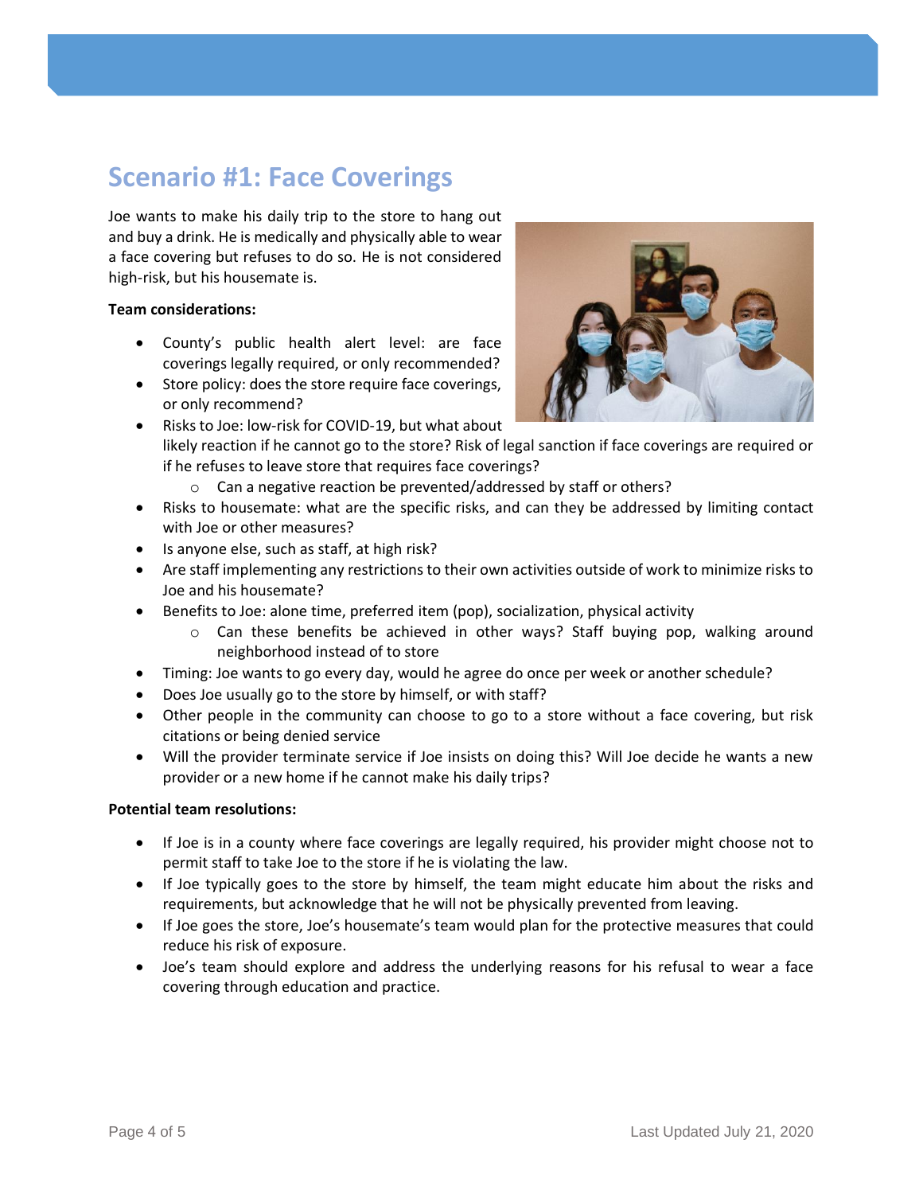## Scenario #1: Face Coverings

Joe wants to make his daily trip to the store to hang out and buy a drink. He is medically and physically able to wear a face covering but refuses to do so. He is not considered high-risk, but his housemate is.

**Team considerations:**

- County's public health alert level: are face coverings legally required, or only recommended?
- Store policy: does the store require face coverings, or only recommend?
- Risks to Joe: low-risk for COVID-19, but what about likely reaction if he cannot go to the store? Risk of legal sanction if face coverings are required or if he refuses to leave store that requires face coverings?
  - Can a negative reaction be prevented/addressed by staff or others?
- Risks to housemate: what are the specific risks, and can they be addressed by limiting contact with Joe or other measures?
- Is anyone else, such as staff, at high risk?
- Are staff implementing any restrictions to their own activities outside of work to minimize risks to Joe and his housemate?
- Benefits to Joe: alone time, preferred item (pop), socialization, physical activity
  - Can these benefits be achieved in other ways? Staff buying pop, walking around neighborhood instead of to store
- Timing: Joe wants to go every day, would he agree do once per week or another schedule?
- Does Joe usually go to the store by himself, or with staff?
- Other people in the community can choose to go to a store without a face covering, but risk citations or being denied service
- Will the provider terminate service if Joe insists on doing this? Will Joe decide he wants a new provider or a new home if he cannot make his daily trips?

**Potential team resolutions:**

- If Joe is in a county where face coverings are legally required, his provider might choose not to permit staff to take Joe to the store if he is violating the law.
- If Joe typically goes to the store by himself, the team might educate him about the risks and requirements, but acknowledge that he will not be physically prevented from leaving.
- If Joe goes the store, Joe's housemate's team would plan for the protective measures that could reduce his risk of exposure.
- Joe's team should explore and address the underlying reasons for his refusal to wear a face covering through education and practice.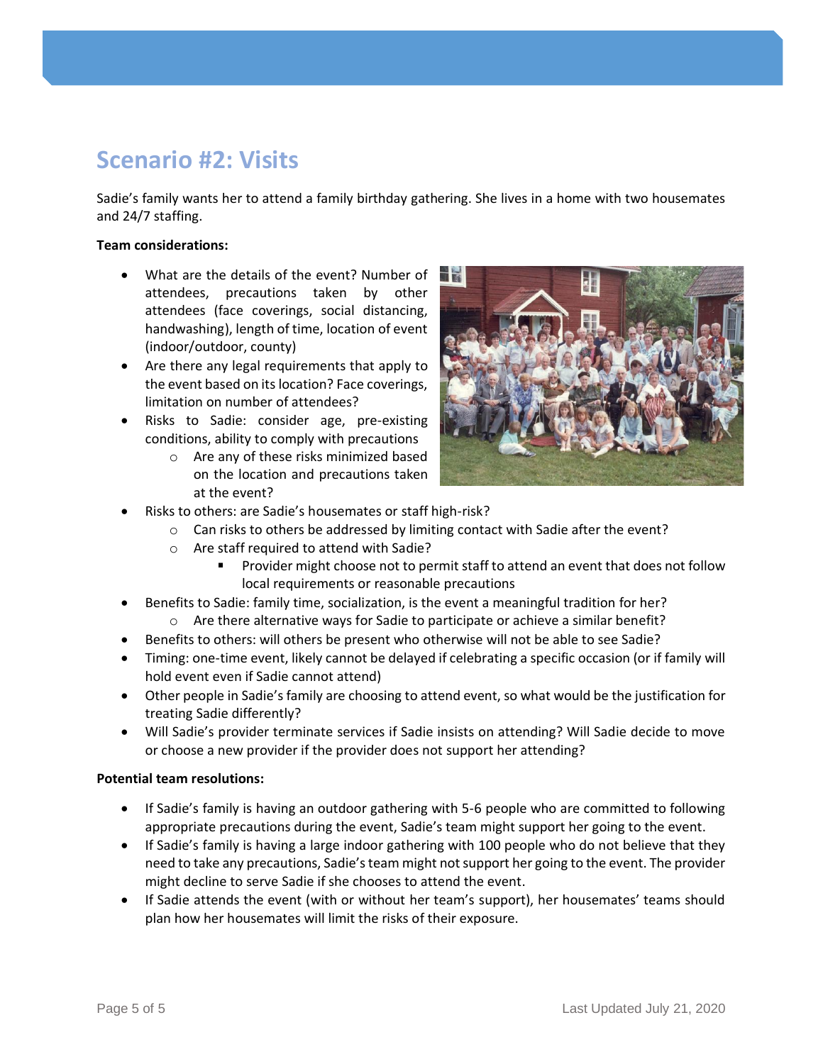## Scenario #2: Visits

Sadie's family wants her to attend a family birthday gathering. She lives in a home with two housemates and 24/7 staffing.

**Team considerations:**

- What are the details of the event? Number of attendees, precautions taken by other attendees (face coverings, social distancing, handwashing), length of time, location of event (indoor/outdoor, county)
- Are there any legal requirements that apply to the event based on its location? Face coverings, limitation on number of attendees?
- Risks to Sadie: consider age, pre-existing conditions, ability to comply with precautions
  - Are any of these risks minimized based on the location and precautions taken at the event?
- Risks to others: are Sadie's housemates or staff high-risk?
  - Can risks to others be addressed by limiting contact with Sadie after the event?
  - Are staff required to attend with Sadie?
    - Provider might choose not to permit staff to attend an event that does not follow local requirements or reasonable precautions
- Benefits to Sadie: family time, socialization, is the event a meaningful tradition for her?
  - Are there alternative ways for Sadie to participate or achieve a similar benefit?
- Benefits to others: will others be present who otherwise will not be able to see Sadie?
- Timing: one-time event, likely cannot be delayed if celebrating a specific occasion (or if family will hold event even if Sadie cannot attend)
- Other people in Sadie's family are choosing to attend event, so what would be the justification for treating Sadie differently?
- Will Sadie's provider terminate services if Sadie insists on attending? Will Sadie decide to move or choose a new provider if the provider does not support her attending?

**Potential team resolutions:**

- If Sadie's family is having an outdoor gathering with 5-6 people who are committed to following appropriate precautions during the event, Sadie's team might support her going to the event.
- If Sadie's family is having a large indoor gathering with 100 people who do not believe that they need to take any precautions, Sadie's team might not support her going to the event. The provider might decline to serve Sadie if she chooses to attend the event.
- If Sadie attends the event (with or without her team's support), her housemates' teams should plan how her housemates will limit the risks of their exposure.

Last Updated July 21, 2020